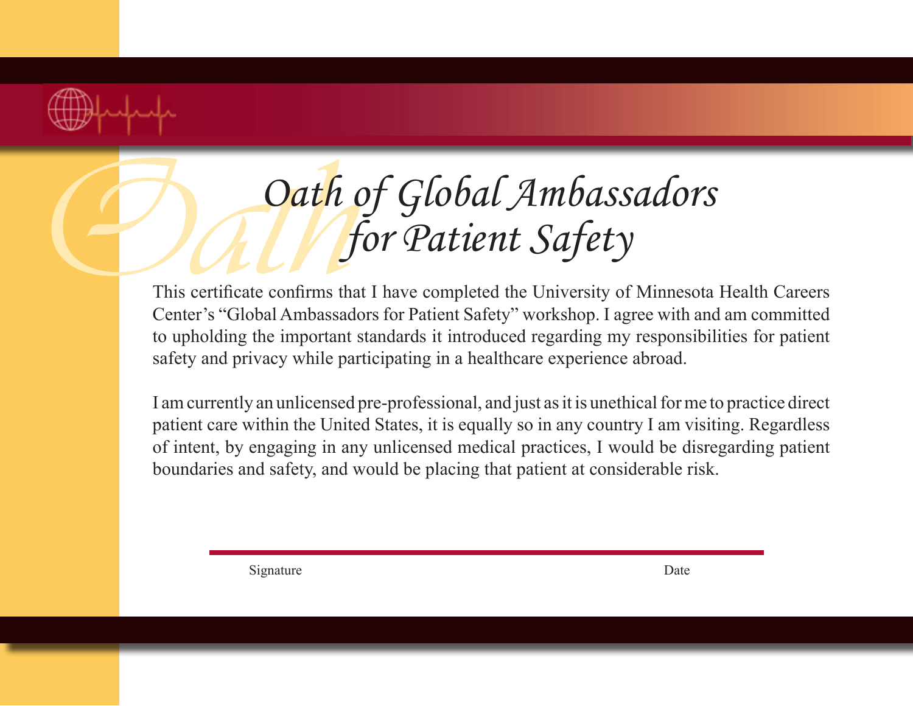# *Oath of Global Ambassadors for Patient Safety*

This certificate confirms that I have completed the University of Minnesota Health Careers Center's "Global Ambassadors for Patient Safety" workshop. I agree with and am committed to upholding the important standards it introduced regarding my responsibilities for patient safety and privacy while participating in a healthcare experience abroad.

I am currently an unlicensed pre-professional, and just as it is unethical for me to practice direct patient care within the United States, it is equally so in any country I am visiting. Regardless of intent, by engaging in any unlicensed medical practices, I would be disregarding patient boundaries and safety, and would be placing that patient at considerable risk.

Signature Date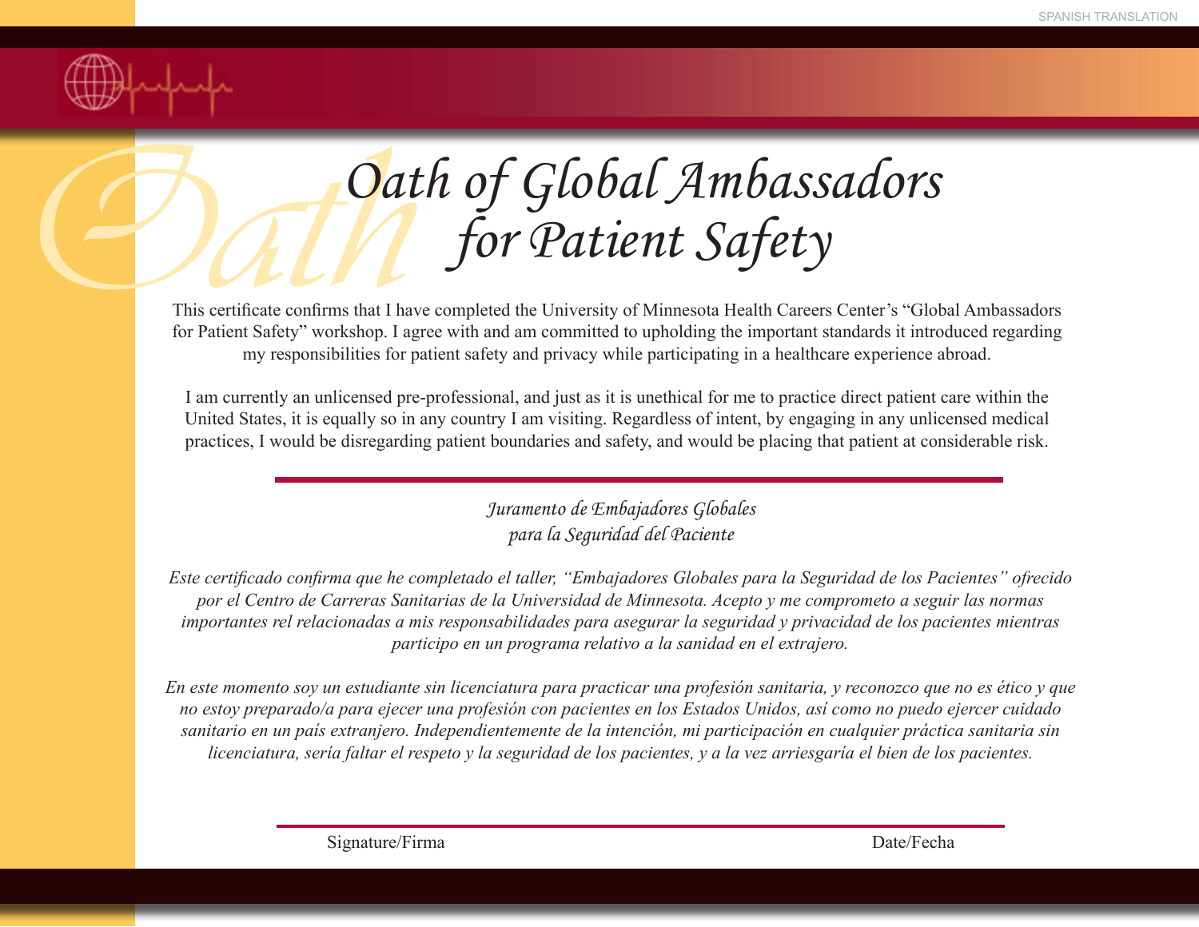SPANISH TRANSLATION

# Oath of Global Ambassadors for Patient Safety

This certificate confirms that I have completed the University of Minnesota Health Careers Center's "Global Ambassadors for Patient Safety" workshop. I agree with and am committed to upholding the important standards it introduced regarding my responsibilities for patient safety and privacy while participating in a healthcare experience abroad.

I am currently an unlicensed pre-professional, and just as it is unethical for me to practice direct patient care within the United States, it is equally so in any country I am visiting. Regardless of intent, by engaging in any unlicensed medical practices, I would be disregarding patient boundaries and safety, and would be placing that patient at considerable risk.

---

*Juramento de Embajadores Globales*
*para la Seguridad del Paciente*

*Este certificado confirma que he completado el taller, "Embajadores Globales para la Seguridad de los Pacientes" ofrecido por el Centro de Carreras Sanitarias de la Universidad de Minnesota. Acepto y me comprometo a seguir las normas importantes rel relacionadas a mis responsabilidades para asegurar la seguridad y privacidad de los pacientes mientras participo en un programa relativo a la sanidad en el extrajero.*

*En este momento soy un estudiante sin licenciatura para practicar una profesión sanitaria, y reconozco que no es ético y que no estoy preparado/a para ejecer una profesión con pacientes en los Estados Unidos, así como no puedo ejercer cuidado sanitario en un país extranjero. Independientemente de la intención, mi participación en cualquier práctica sanitaria sin licenciatura, sería faltar el respeto y la seguridad de los pacientes, y a la vez arriesgaría el bien de los pacientes.*

---

Signature/Firma

Date/Fecha